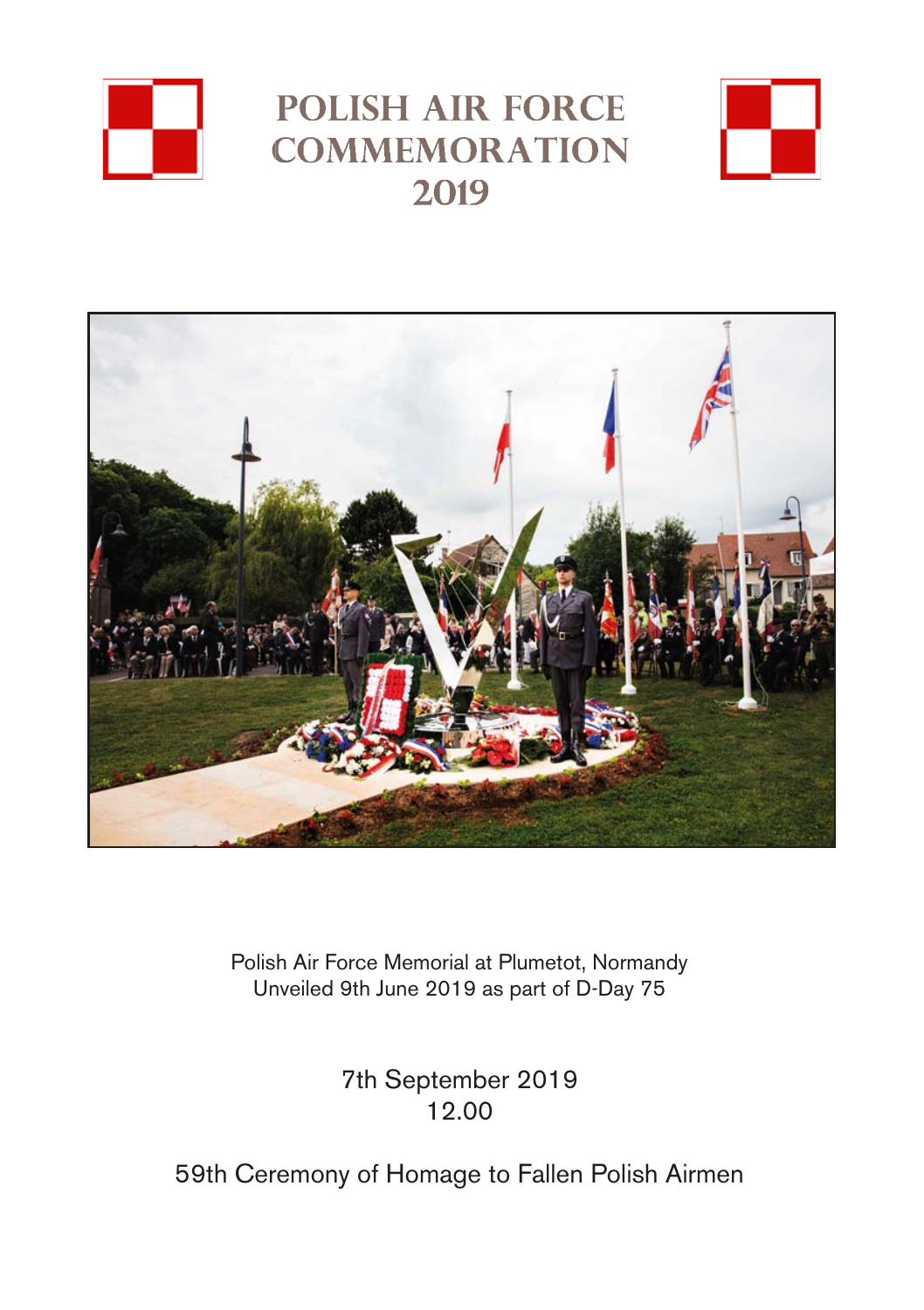# POLISH AIR FORCE COMMEMORATION 2019

Polish Air Force Memorial at Plumetot, Normandy
Unveiled 9th June 2019 as part of D-Day 75

7th September 2019
12.00

59th Ceremony of Homage to Fallen Polish Airmen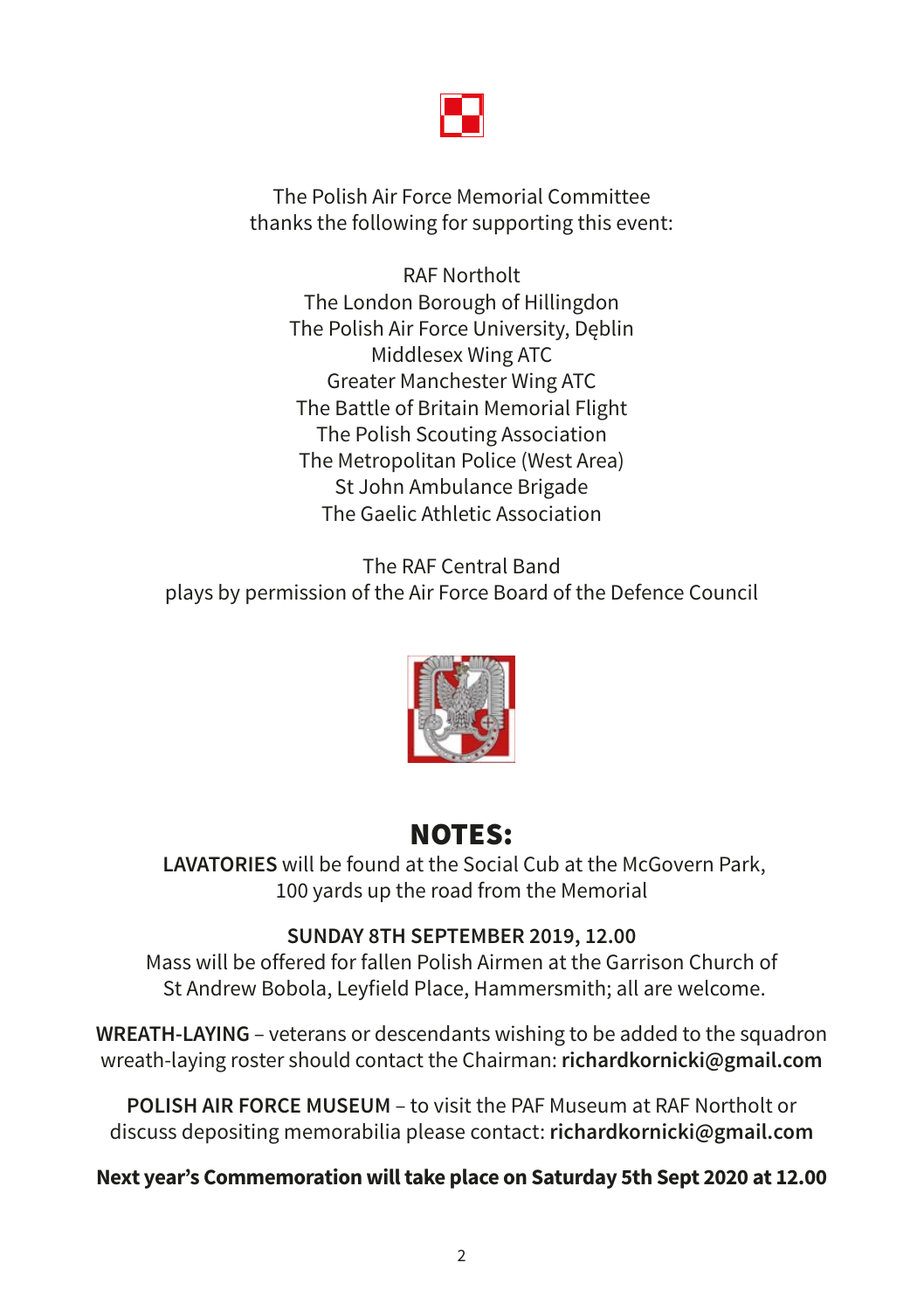The Polish Air Force Memorial Committee
thanks the following for supporting this event:

RAF Northolt
The London Borough of Hillingdon
The Polish Air Force University, Dęblin
Middlesex Wing ATC
Greater Manchester Wing ATC
The Battle of Britain Memorial Flight
The Polish Scouting Association
The Metropolitan Police (West Area)
St John Ambulance Brigade
The Gaelic Athletic Association

The RAF Central Band
plays by permission of the Air Force Board of the Defence Council

# NOTES:

**LAVATORIES** will be found at the Social Cub at the McGovern Park, 100 yards up the road from the Memorial

**SUNDAY 8TH SEPTEMBER 2019, 12.00**
Mass will be offered for fallen Polish Airmen at the Garrison Church of St Andrew Bobola, Leyfield Place, Hammersmith; all are welcome.

**WREATH-LAYING** – veterans or descendants wishing to be added to the squadron wreath-laying roster should contact the Chairman: **richardkornicki@gmail.com**

**POLISH AIR FORCE MUSEUM** – to visit the PAF Museum at RAF Northolt or discuss depositing memorabilia please contact: **richardkornicki@gmail.com**

**Next year's Commemoration will take place on Saturday 5th Sept 2020 at 12.00**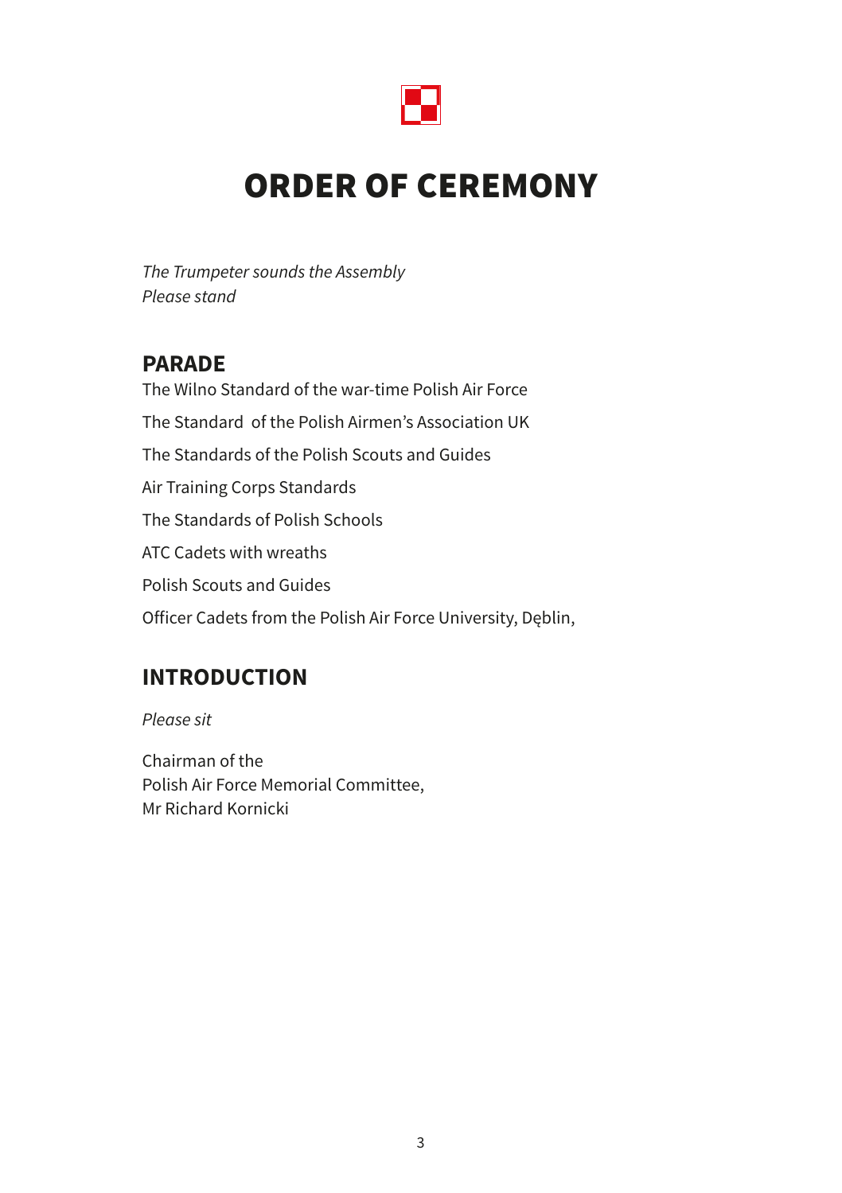# ORDER OF CEREMONY

*The Trumpeter sounds the Assembly*
*Please stand*

## PARADE

The Wilno Standard of the war-time Polish Air Force

The Standard of the Polish Airmen's Association UK

The Standards of the Polish Scouts and Guides

Air Training Corps Standards

The Standards of Polish Schools

ATC Cadets with wreaths

Polish Scouts and Guides

Officer Cadets from the Polish Air Force University, Dęblin,

## INTRODUCTION

*Please sit*

Chairman of the
Polish Air Force Memorial Committee,
Mr Richard Kornicki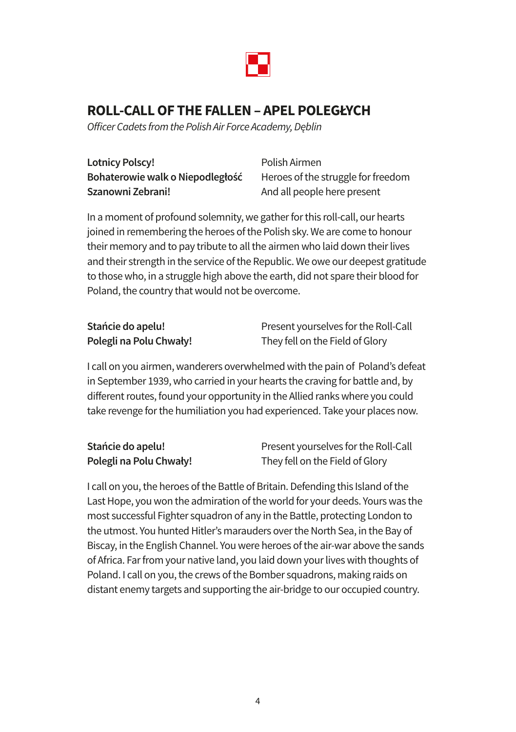# ROLL-CALL OF THE FALLEN – APEL POLEGŁYCH

*Officer Cadets from the Polish Air Force Academy, Dęblin*

| | |
|---|---|
| **Lotnicy Polscy!** | Polish Airmen |
| **Bohaterowie walk o Niepodległość** | Heroes of the struggle for freedom |
| **Szanowni Zebrani!** | And all people here present |

In a moment of profound solemnity, we gather for this roll-call, our hearts joined in remembering the heroes of the Polish sky. We are come to honour their memory and to pay tribute to all the airmen who laid down their lives and their strength in the service of the Republic. We owe our deepest gratitude to those who, in a struggle high above the earth, did not spare their blood for Poland, the country that would not be overcome.

| | |
|---|---|
| **Stańcie do apelu!** | Present yourselves for the Roll-Call |
| **Polegli na Polu Chwały!** | They fell on the Field of Glory |

I call on you airmen, wanderers overwhelmed with the pain of Poland's defeat in September 1939, who carried in your hearts the craving for battle and, by different routes, found your opportunity in the Allied ranks where you could take revenge for the humiliation you had experienced. Take your places now.

| | |
|---|---|
| **Stańcie do apelu!** | Present yourselves for the Roll-Call |
| **Polegli na Polu Chwały!** | They fell on the Field of Glory |

I call on you, the heroes of the Battle of Britain. Defending this Island of the Last Hope, you won the admiration of the world for your deeds. Yours was the most successful Fighter squadron of any in the Battle, protecting London to the utmost. You hunted Hitler's marauders over the North Sea, in the Bay of Biscay, in the English Channel. You were heroes of the air-war above the sands of Africa. Far from your native land, you laid down your lives with thoughts of Poland. I call on you, the crews of the Bomber squadrons, making raids on distant enemy targets and supporting the air-bridge to our occupied country.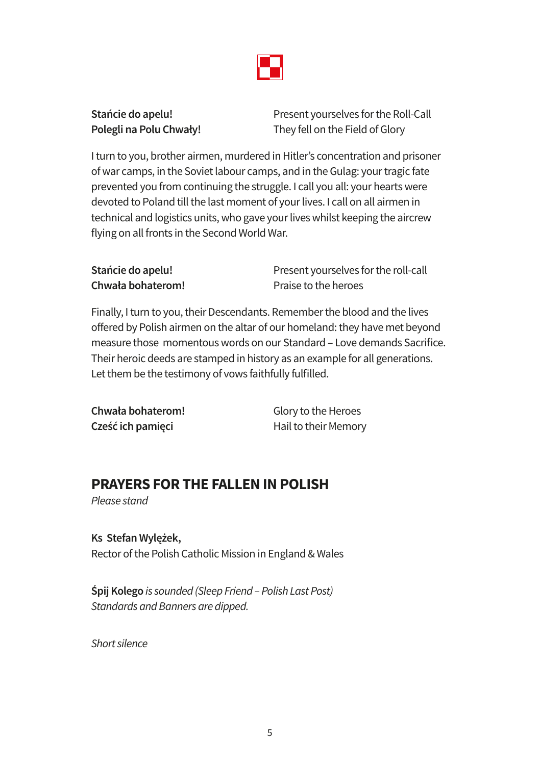| | |
|---|---|
| **Stańcie do apelu!** | Present yourselves for the Roll-Call |
| **Polegli na Polu Chwały!** | They fell on the Field of Glory |

I turn to you, brother airmen, murdered in Hitler's concentration and prisoner of war camps, in the Soviet labour camps, and in the Gulag: your tragic fate prevented you from continuing the struggle. I call you all: your hearts were devoted to Poland till the last moment of your lives. I call on all airmen in technical and logistics units, who gave your lives whilst keeping the aircrew flying on all fronts in the Second World War.

| | |
|---|---|
| **Stańcie do apelu!** | Present yourselves for the roll-call |
| **Chwała bohaterom!** | Praise to the heroes |

Finally, I turn to you, their Descendants. Remember the blood and the lives offered by Polish airmen on the altar of our homeland: they have met beyond measure those momentous words on our Standard – Love demands Sacrifice. Their heroic deeds are stamped in history as an example for all generations. Let them be the testimony of vows faithfully fulfilled.

| | |
|---|---|
| **Chwała bohaterom!** | Glory to the Heroes |
| **Cześć ich pamięci** | Hail to their Memory |

## PRAYERS FOR THE FALLEN IN POLISH

*Please stand*

**Ks Stefan Wylężek,**
Rector of the Polish Catholic Mission in England & Wales

**Śpij Kolego** *is sounded (Sleep Friend – Polish Last Post)*
*Standards and Banners are dipped.*

*Short silence*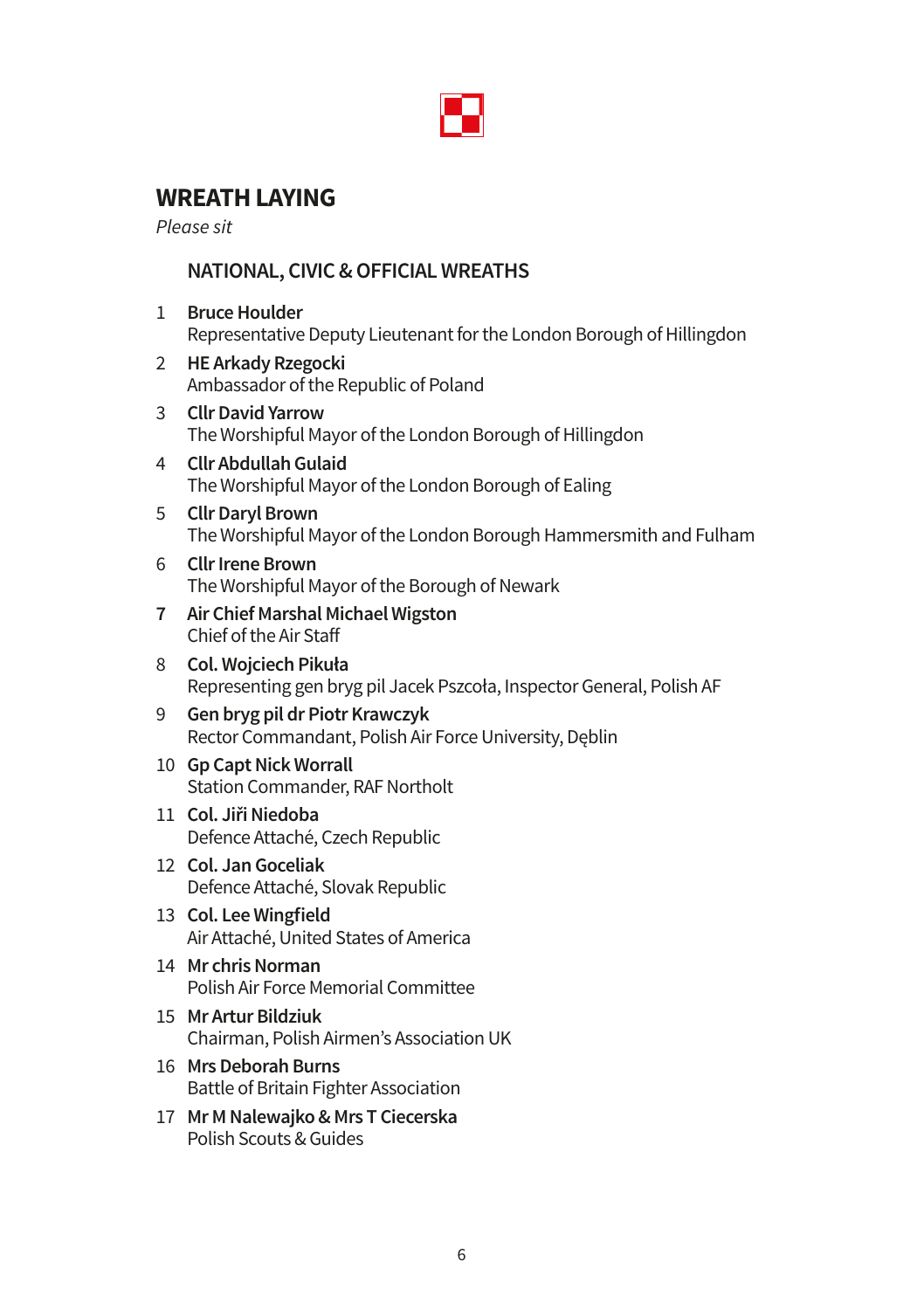## WREATH LAYING

*Please sit*

### NATIONAL, CIVIC & OFFICIAL WREATHS

1. **Bruce Houlder**
   Representative Deputy Lieutenant for the London Borough of Hillingdon
2. **HE Arkady Rzegocki**
   Ambassador of the Republic of Poland
3. **Cllr David Yarrow**
   The Worshipful Mayor of the London Borough of Hillingdon
4. **Cllr Abdullah Gulaid**
   The Worshipful Mayor of the London Borough of Ealing
5. **Cllr Daryl Brown**
   The Worshipful Mayor of the London Borough Hammersmith and Fulham
6. **Cllr Irene Brown**
   The Worshipful Mayor of the Borough of Newark
7. **Air Chief Marshal Michael Wigston**
   Chief of the Air Staff
8. **Col. Wojciech Pikuła**
   Representing gen bryg pil Jacek Pszczoła, Inspector General, Polish AF
9. **Gen bryg pil dr Piotr Krawczyk**
   Rector Commandant, Polish Air Force University, Dęblin
10. **Gp Capt Nick Worrall**
    Station Commander, RAF Northolt
11. **Col. Jiři Niedoba**
    Defence Attaché, Czech Republic
12. **Col. Jan Goceliak**
    Defence Attaché, Slovak Republic
13. **Col. Lee Wingfield**
    Air Attaché, United States of America
14. **Mr chris Norman**
    Polish Air Force Memorial Committee
15. **Mr Artur Bildziuk**
    Chairman, Polish Airmen's Association UK
16. **Mrs Deborah Burns**
    Battle of Britain Fighter Association
17. **Mr M Nalewajko & Mrs T Ciecerska**
    Polish Scouts & Guides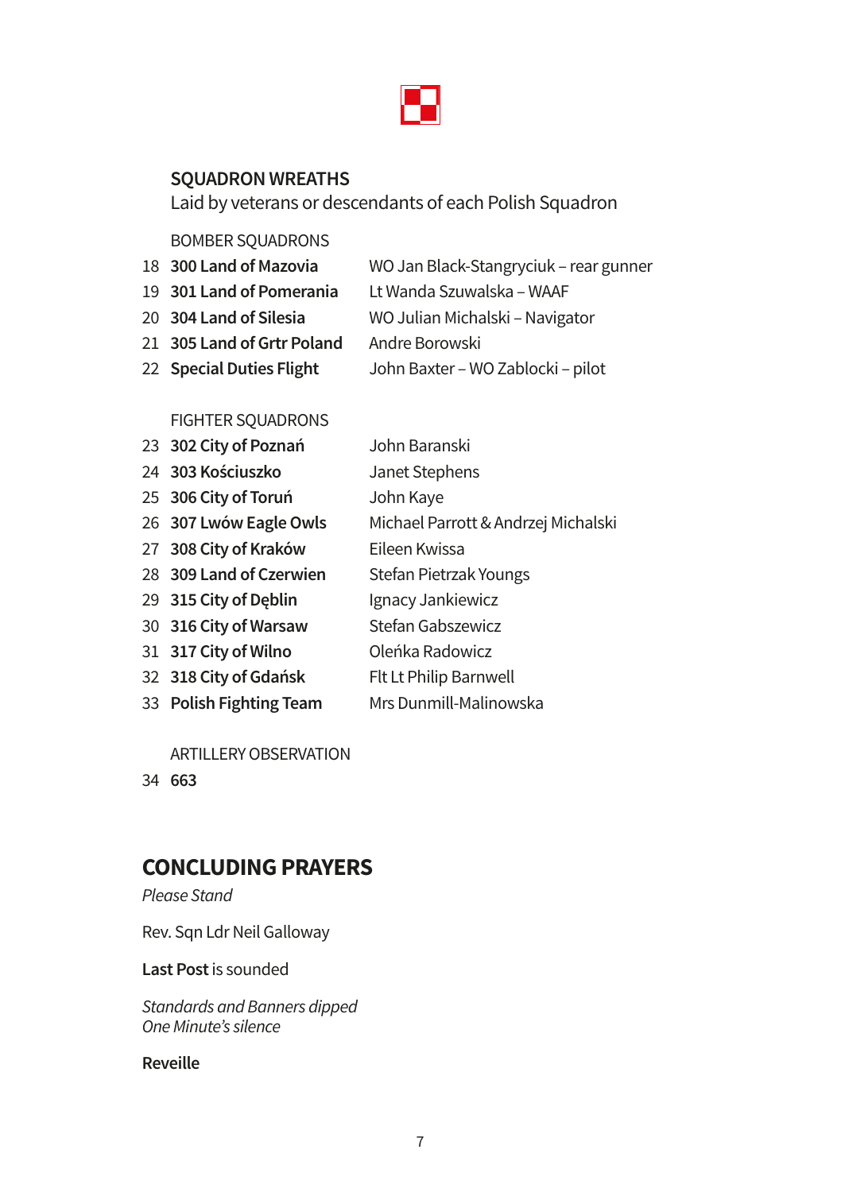## SQUADRON WREATHS

Laid by veterans or descendants of each Polish Squadron

BOMBER SQUADRONS

| | | |
|---|---|---|
| 18 | **300 Land of Mazovia** | WO Jan Black-Stangryciuk – rear gunner |
| 19 | **301 Land of Pomerania** | Lt Wanda Szuwalska – WAAF |
| 20 | **304 Land of Silesia** | WO Julian Michalski – Navigator |
| 21 | **305 Land of Grtr Poland** | Andre Borowski |
| 22 | **Special Duties Flight** | John Baxter – WO Zablocki – pilot |

FIGHTER SQUADRONS

| | | |
|---|---|---|
| 23 | **302 City of Poznań** | John Baranski |
| 24 | **303 Kościuszko** | Janet Stephens |
| 25 | **306 City of Toruń** | John Kaye |
| 26 | **307 Lwów Eagle Owls** | Michael Parrott & Andrzej Michalski |
| 27 | **308 City of Kraków** | Eileen Kwissa |
| 28 | **309 Land of Czerwien** | Stefan Pietrzak Youngs |
| 29 | **315 City of Dęblin** | Ignacy Jankiewicz |
| 30 | **316 City of Warsaw** | Stefan Gabszewicz |
| 31 | **317 City of Wilno** | Oleńka Radowicz |
| 32 | **318 City of Gdańsk** | Flt Lt Philip Barnwell |
| 33 | **Polish Fighting Team** | Mrs Dunmill-Malinowska |

ARTILLERY OBSERVATION

34 **663**

## CONCLUDING PRAYERS

*Please Stand*

Rev. Sqn Ldr Neil Galloway

**Last Post** is sounded

*Standards and Banners dipped*
*One Minute's silence*

**Reveille**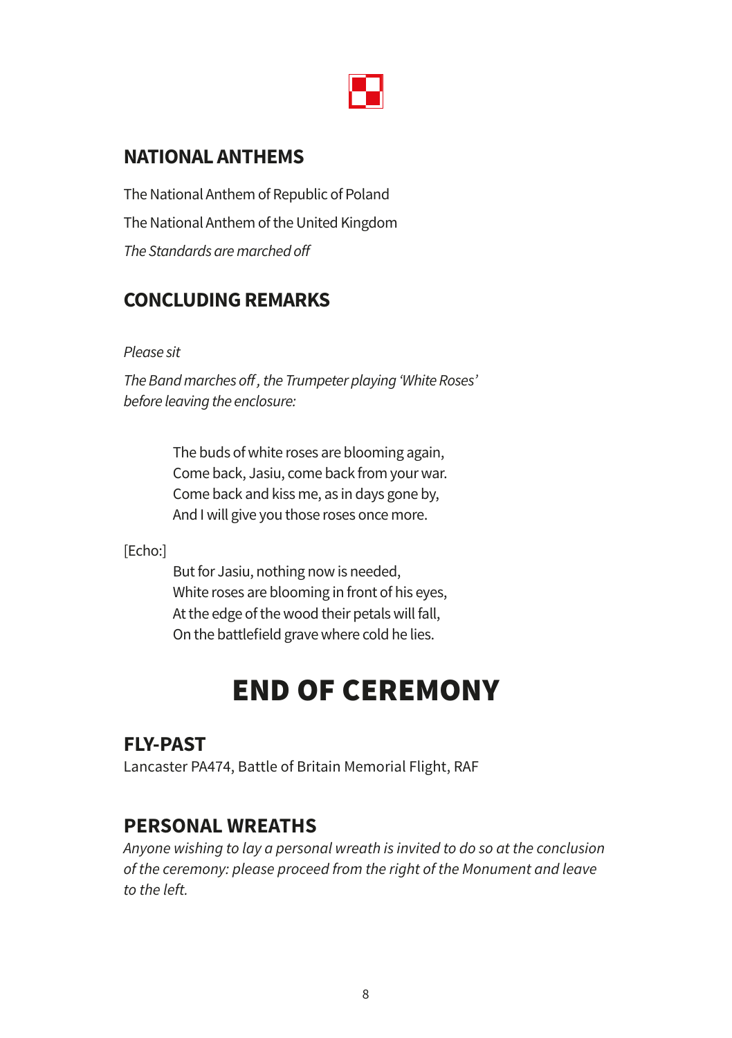## NATIONAL ANTHEMS

The National Anthem of Republic of Poland

The National Anthem of the United Kingdom

*The Standards are marched off*

## CONCLUDING REMARKS

*Please sit*

*The Band marches off, the Trumpeter playing 'White Roses' before leaving the enclosure:*

> The buds of white roses are blooming again,
> Come back, Jasiu, come back from your war.
> Come back and kiss me, as in days gone by,
> And I will give you those roses once more.

[Echo:]

> But for Jasiu, nothing now is needed,
> White roses are blooming in front of his eyes,
> At the edge of the wood their petals will fall,
> On the battlefield grave where cold he lies.

# END OF CEREMONY

## FLY-PAST

Lancaster PA474, Battle of Britain Memorial Flight, RAF

## PERSONAL WREATHS

*Anyone wishing to lay a personal wreath is invited to do so at the conclusion of the ceremony: please proceed from the right of the Monument and leave to the left.*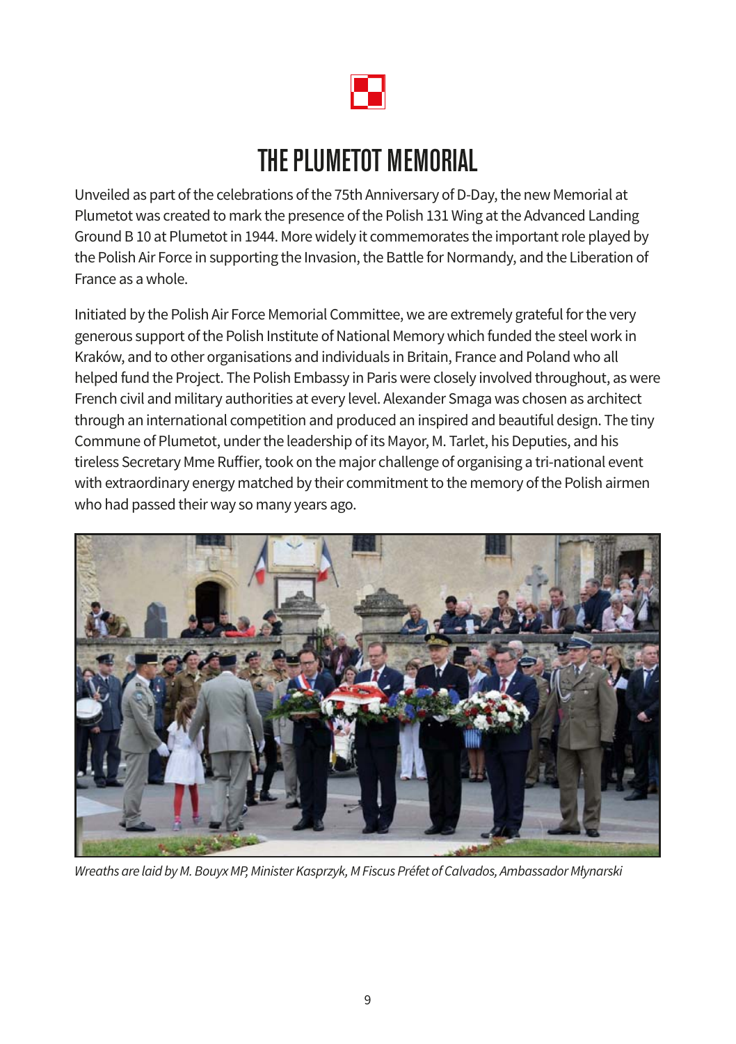# THE PLUMETOT MEMORIAL

Unveiled as part of the celebrations of the 75th Anniversary of D-Day, the new Memorial at Plumetot was created to mark the presence of the Polish 131 Wing at the Advanced Landing Ground B 10 at Plumetot in 1944. More widely it commemorates the important role played by the Polish Air Force in supporting the Invasion, the Battle for Normandy, and the Liberation of France as a whole.

Initiated by the Polish Air Force Memorial Committee, we are extremely grateful for the very generous support of the Polish Institute of National Memory which funded the steel work in Kraków, and to other organisations and individuals in Britain, France and Poland who all helped fund the Project. The Polish Embassy in Paris were closely involved throughout, as were French civil and military authorities at every level. Alexander Smaga was chosen as architect through an international competition and produced an inspired and beautiful design. The tiny Commune of Plumetot, under the leadership of its Mayor, M. Tarlet, his Deputies, and his tireless Secretary Mme Ruffier, took on the major challenge of organising a tri-national event with extraordinary energy matched by their commitment to the memory of the Polish airmen who had passed their way so many years ago.

*Wreaths are laid by M. Bouyx MP, Minister Kasprzyk, M Fiscus Préfet of Calvados, Ambassador Młynarski*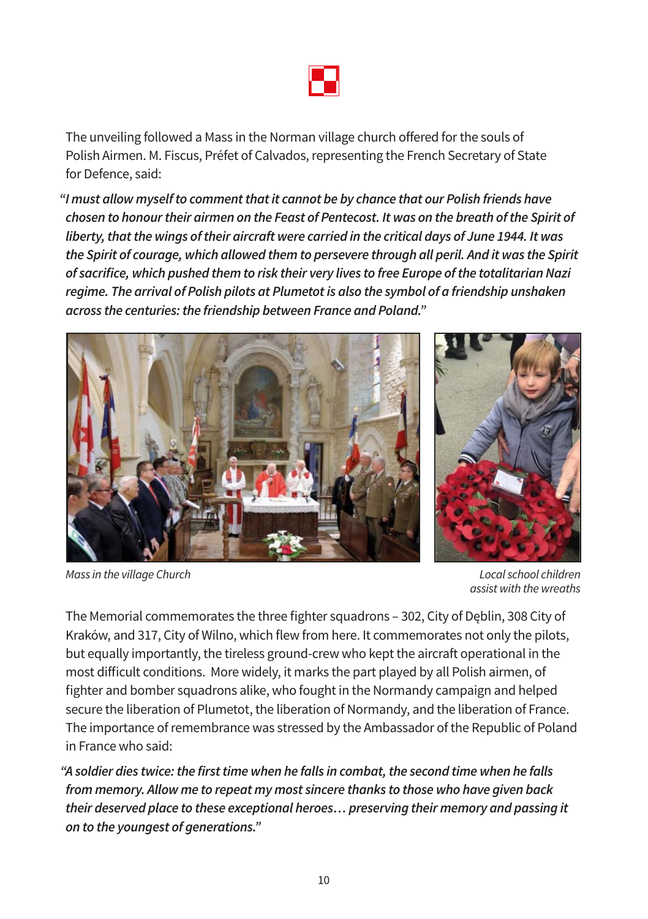The unveiling followed a Mass in the Norman village church offered for the souls of Polish Airmen. M. Fiscus, Préfet of Calvados, representing the French Secretary of State for Defence, said:

*"I must allow myself to comment that it cannot be by chance that our Polish friends have chosen to honour their airmen on the Feast of Pentecost. It was on the breath of the Spirit of liberty, that the wings of their aircraft were carried in the critical days of June 1944. It was the Spirit of courage, which allowed them to persevere through all peril. And it was the Spirit of sacrifice, which pushed them to risk their very lives to free Europe of the totalitarian Nazi regime. The arrival of Polish pilots at Plumetot is also the symbol of a friendship unshaken across the centuries: the friendship between France and Poland."*

*Mass in the village Church*

*Local school children assist with the wreaths*

The Memorial commemorates the three fighter squadrons – 302, City of Dęblin, 308 City of Kraków, and 317, City of Wilno, which flew from here. It commemorates not only the pilots, but equally importantly, the tireless ground-crew who kept the aircraft operational in the most difficult conditions. More widely, it marks the part played by all Polish airmen, of fighter and bomber squadrons alike, who fought in the Normandy campaign and helped secure the liberation of Plumetot, the liberation of Normandy, and the liberation of France. The importance of remembrance was stressed by the Ambassador of the Republic of Poland in France who said:

*"A soldier dies twice: the first time when he falls in combat, the second time when he falls from memory. Allow me to repeat my most sincere thanks to those who have given back their deserved place to these exceptional heroes… preserving their memory and passing it on to the youngest of generations."*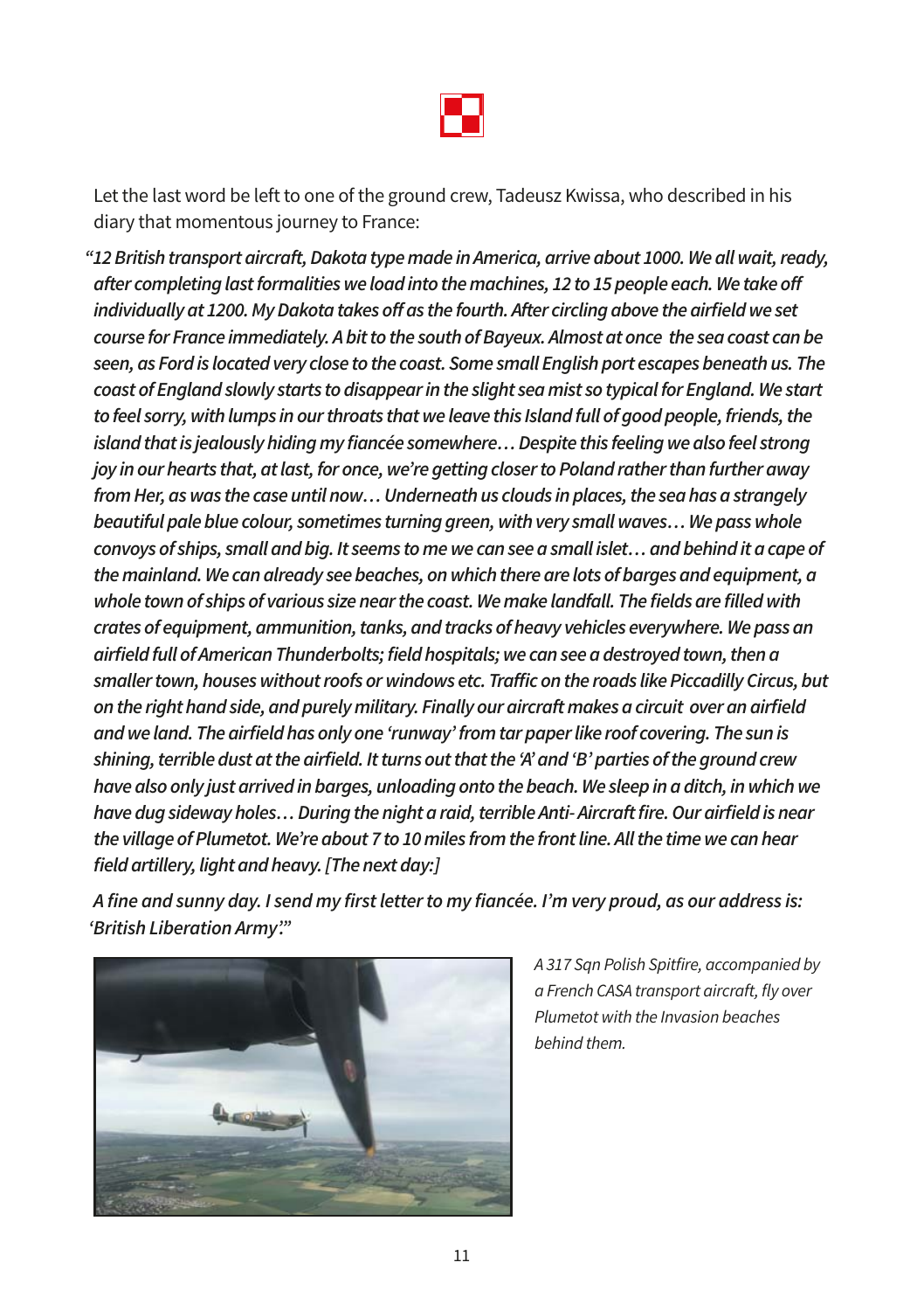Let the last word be left to one of the ground crew, Tadeusz Kwissa, who described in his diary that momentous journey to France:

*"12 British transport aircraft, Dakota type made in America, arrive about 1000. We all wait, ready, after completing last formalities we load into the machines, 12 to 15 people each. We take off individually at 1200. My Dakota takes off as the fourth. After circling above the airfield we set course for France immediately. A bit to the south of Bayeux. Almost at once the sea coast can be seen, as Ford is located very close to the coast. Some small English port escapes beneath us. The coast of England slowly starts to disappear in the slight sea mist so typical for England. We start to feel sorry, with lumps in our throats that we leave this Island full of good people, friends, the island that is jealously hiding my fiancée somewhere… Despite this feeling we also feel strong joy in our hearts that, at last, for once, we're getting closer to Poland rather than further away from Her, as was the case until now… Underneath us clouds in places, the sea has a strangely beautiful pale blue colour, sometimes turning green, with very small waves… We pass whole convoys of ships, small and big. It seems to me we can see a small islet… and behind it a cape of the mainland. We can already see beaches, on which there are lots of barges and equipment, a whole town of ships of various size near the coast. We make landfall. The fields are filled with crates of equipment, ammunition, tanks, and tracks of heavy vehicles everywhere. We pass an airfield full of American Thunderbolts; field hospitals; we can see a destroyed town, then a smaller town, houses without roofs or windows etc. Traffic on the roads like Piccadilly Circus, but on the right hand side, and purely military. Finally our aircraft makes a circuit over an airfield and we land. The airfield has only one 'runway' from tar paper like roof covering. The sun is shining, terrible dust at the airfield. It turns out that the 'A' and 'B' parties of the ground crew have also only just arrived in barges, unloading onto the beach. We sleep in a ditch, in which we have dug sideway holes… During the night a raid, terrible Anti-Aircraft fire. Our airfield is near the village of Plumetot. We're about 7 to 10 miles from the front line. All the time we can hear field artillery, light and heavy. [The next day:]*

*A fine and sunny day. I send my first letter to my fiancée. I'm very proud, as our address is: 'British Liberation Army'."*

*A 317 Sqn Polish Spitfire, accompanied by a French CASA transport aircraft, fly over Plumetot with the Invasion beaches behind them.*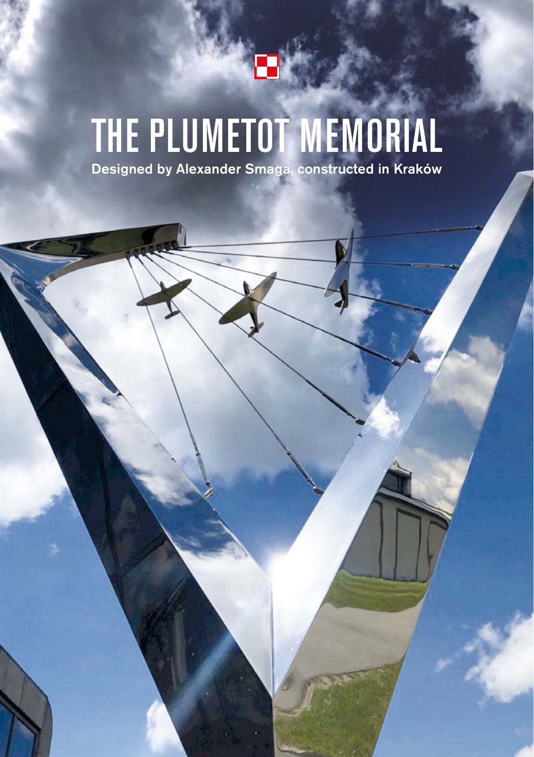# THE PLUMETOT MEMORIAL

Designed by Alexander Smaga, constructed in Kraków